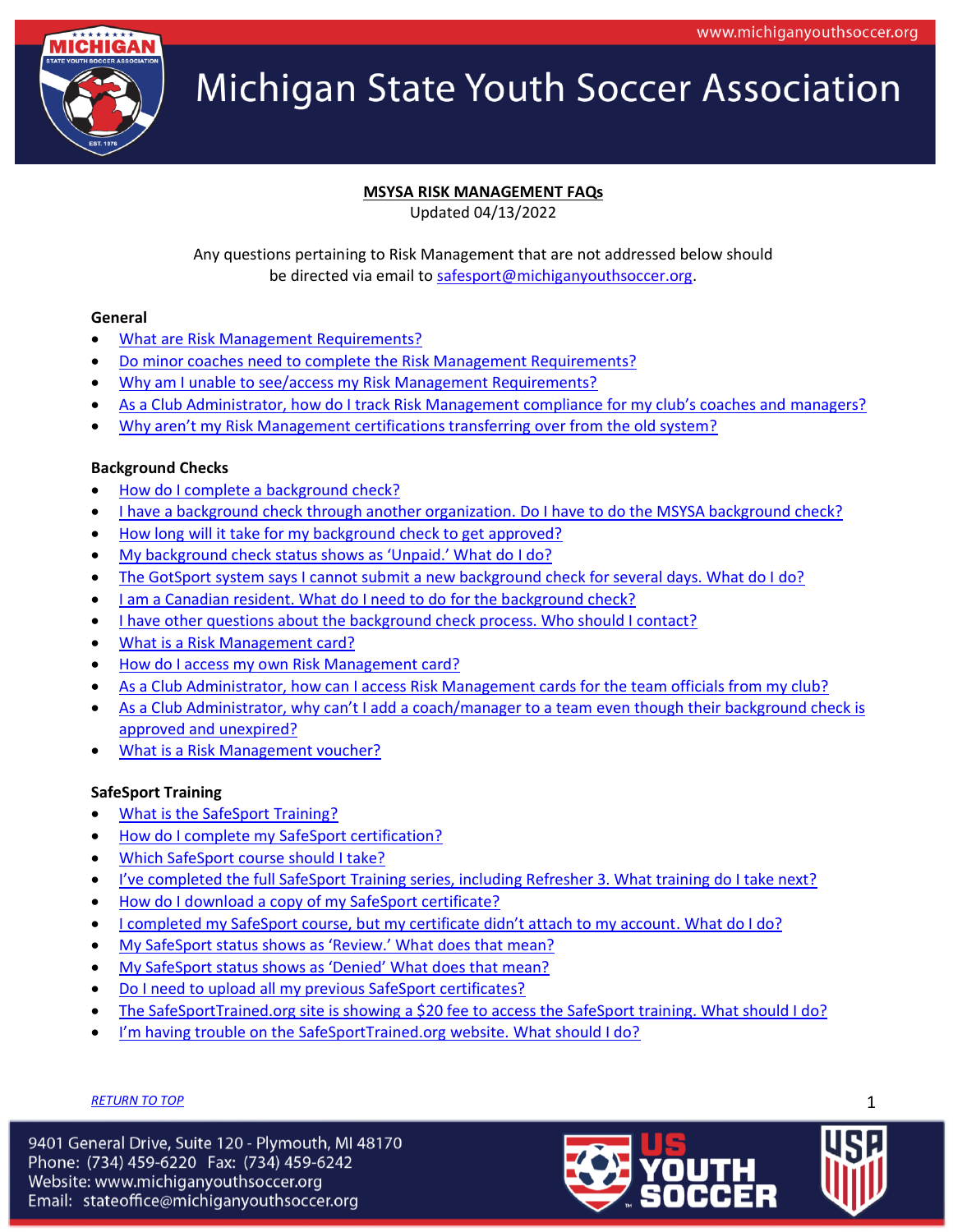# Michigan State Youth Soccer Association

## MSYSA RISK MANAGEMENT FAQs

Updated 04/13/2022

Any questions pertaining to Risk Management that are not addressed below should be directed via email to safesport@michiganyouthsoccer.org.

### General

- What are Risk Management Requirements?
- Do minor coaches need to complete the Risk Management Requirements?
- Why am I unable to see/access my Risk Management Requirements?
- As a Club Administrator, how do I track Risk Management compliance for my club's coaches and managers?
- Why aren't my Risk Management certifications transferring over from the old system?

### Background Checks

- How do I complete a background check?
- I have a background check through another organization. Do I have to do the MSYSA background check?
- How long will it take for my background check to get approved?
- My background check status shows as 'Unpaid.' What do I do?
- The GotSport system says I cannot submit a new background check for several days. What do I do?
- I am a Canadian resident. What do I need to do for the background check?
- I have other questions about the background check process. Who should I contact?
- What is a Risk Management card?
- How do I access my own Risk Management card?
- As a Club Administrator, how can I access Risk Management cards for the team officials from my club?
- As a Club Administrator, why can't I add a coach/manager to a team even though their background check is approved and unexpired?
- What is a Risk Management voucher?

### SafeSport Training

- What is the SafeSport Training?
- How do I complete my SafeSport certification?
- Which SafeSport course should I take?
- I've completed the full SafeSport Training series, including Refresher 3. What training do I take next?
- How do I download a copy of my SafeSport certificate?
- I completed my SafeSport course, but my certificate didn't attach to my account. What do I do?
- My SafeSport status shows as 'Review.' What does that mean?
- My SafeSport status shows as 'Denied' What does that mean?
- Do I need to upload all my previous SafeSport certificates?
- The SafeSportTrained.org site is showing a $20 fee to access the SafeSport training. What should I do?
- I'm having trouble on the SafeSportTrained.org website. What should I do?

*RETURN TO TOP*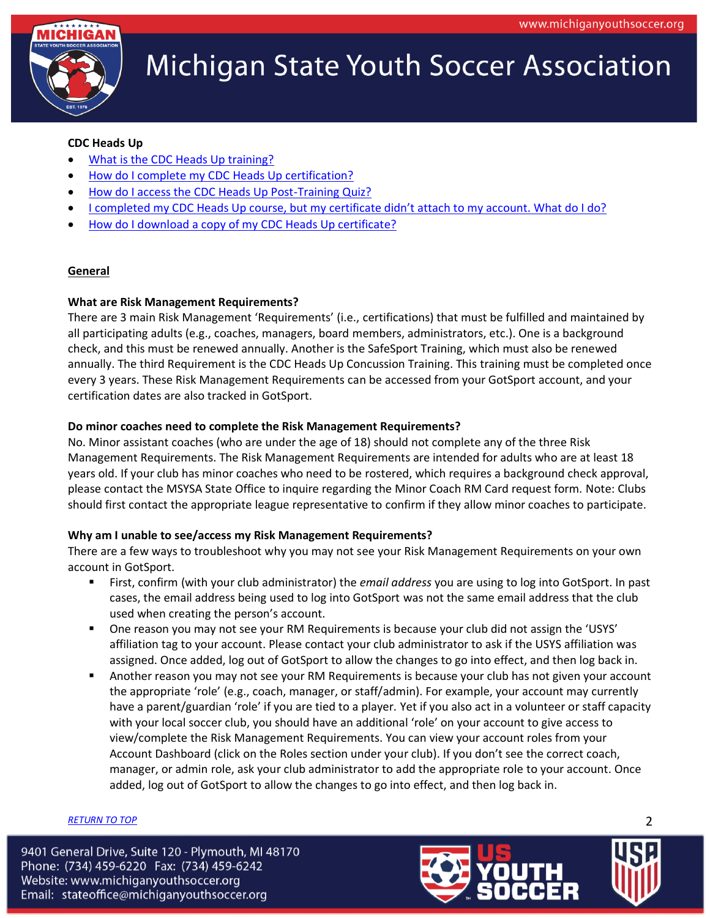**CDC Heads Up**

- [What is the CDC Heads Up training?]()
- [How do I complete my CDC Heads Up certification?]()
- [How do I access the CDC Heads Up Post-Training Quiz?]()
- [I completed my CDC Heads Up course, but my certificate didn't attach to my account. What do I do?]()
- [How do I download a copy of my CDC Heads Up certificate?]()

## General

### What are Risk Management Requirements?

There are 3 main Risk Management 'Requirements' (i.e., certifications) that must be fulfilled and maintained by all participating adults (e.g., coaches, managers, board members, administrators, etc.). One is a background check, and this must be renewed annually. Another is the SafeSport Training, which must also be renewed annually. The third Requirement is the CDC Heads Up Concussion Training. This training must be completed once every 3 years. These Risk Management Requirements can be accessed from your GotSport account, and your certification dates are also tracked in GotSport.

### Do minor coaches need to complete the Risk Management Requirements?

No. Minor assistant coaches (who are under the age of 18) should not complete any of the three Risk Management Requirements. The Risk Management Requirements are intended for adults who are at least 18 years old. If your club has minor coaches who need to be rostered, which requires a background check approval, please contact the MSYSA State Office to inquire regarding the Minor Coach RM Card request form. Note: Clubs should first contact the appropriate league representative to confirm if they allow minor coaches to participate.

### Why am I unable to see/access my Risk Management Requirements?

There are a few ways to troubleshoot why you may not see your Risk Management Requirements on your own account in GotSport.

- First, confirm (with your club administrator) the *email address* you are using to log into GotSport. In past cases, the email address being used to log into GotSport was not the same email address that the club used when creating the person's account.
- One reason you may not see your RM Requirements is because your club did not assign the 'USYS' affiliation tag to your account. Please contact your club administrator to ask if the USYS affiliation was assigned. Once added, log out of GotSport to allow the changes to go into effect, and then log back in.
- Another reason you may not see your RM Requirements is because your club has not given your account the appropriate 'role' (e.g., coach, manager, or staff/admin). For example, your account may currently have a parent/guardian 'role' if you are tied to a player. Yet if you also act in a volunteer or staff capacity with your local soccer club, you should have an additional 'role' on your account to give access to view/complete the Risk Management Requirements. You can view your account roles from your Account Dashboard (click on the Roles section under your club). If you don't see the correct coach, manager, or admin role, ask your club administrator to add the appropriate role to your account. Once added, log out of GotSport to allow the changes to go into effect, and then log back in.

[RETURN TO TOP]()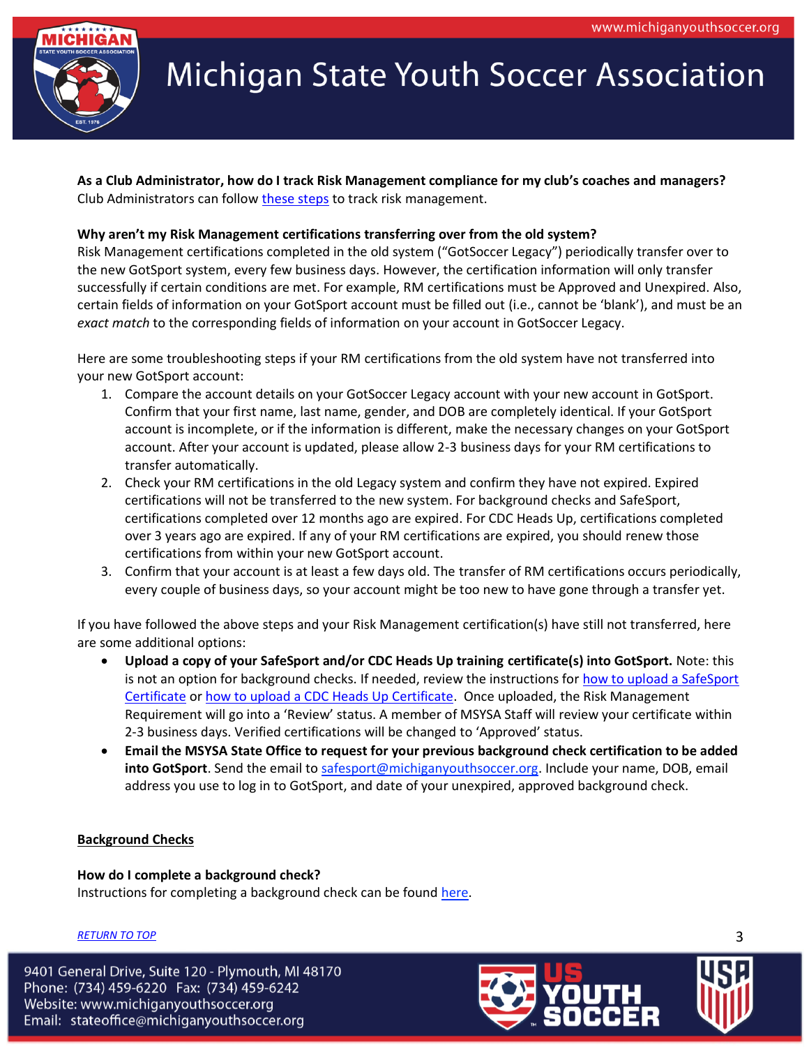**As a Club Administrator, how do I track Risk Management compliance for my club's coaches and managers?**
Club Administrators can follow these steps to track risk management.

**Why aren't my Risk Management certifications transferring over from the old system?**
Risk Management certifications completed in the old system ("GotSoccer Legacy") periodically transfer over to the new GotSport system, every few business days. However, the certification information will only transfer successfully if certain conditions are met. For example, RM certifications must be Approved and Unexpired. Also, certain fields of information on your GotSport account must be filled out (i.e., cannot be 'blank'), and must be an *exact match* to the corresponding fields of information on your account in GotSoccer Legacy.

Here are some troubleshooting steps if your RM certifications from the old system have not transferred into your new GotSport account:

1. Compare the account details on your GotSoccer Legacy account with your new account in GotSport. Confirm that your first name, last name, gender, and DOB are completely identical. If your GotSport account is incomplete, or if the information is different, make the necessary changes on your GotSport account. After your account is updated, please allow 2-3 business days for your RM certifications to transfer automatically.
2. Check your RM certifications in the old Legacy system and confirm they have not expired. Expired certifications will not be transferred to the new system. For background checks and SafeSport, certifications completed over 12 months ago are expired. For CDC Heads Up, certifications completed over 3 years ago are expired. If any of your RM certifications are expired, you should renew those certifications from within your new GotSport account.
3. Confirm that your account is at least a few days old. The transfer of RM certifications occurs periodically, every couple of business days, so your account might be too new to have gone through a transfer yet.

If you have followed the above steps and your Risk Management certification(s) have still not transferred, here are some additional options:

- **Upload a copy of your SafeSport and/or CDC Heads Up training certificate(s) into GotSport.** Note: this is not an option for background checks. If needed, review the instructions for how to upload a SafeSport Certificate or how to upload a CDC Heads Up Certificate. Once uploaded, the Risk Management Requirement will go into a 'Review' status. A member of MSYSA Staff will review your certificate within 2-3 business days. Verified certifications will be changed to 'Approved' status.
- **Email the MSYSA State Office to request for your previous background check certification to be added into GotSport**. Send the email to safesport@michiganyouthsoccer.org. Include your name, DOB, email address you use to log in to GotSport, and date of your unexpired, approved background check.

## Background Checks

**How do I complete a background check?**
Instructions for completing a background check can be found here.

*RETURN TO TOP*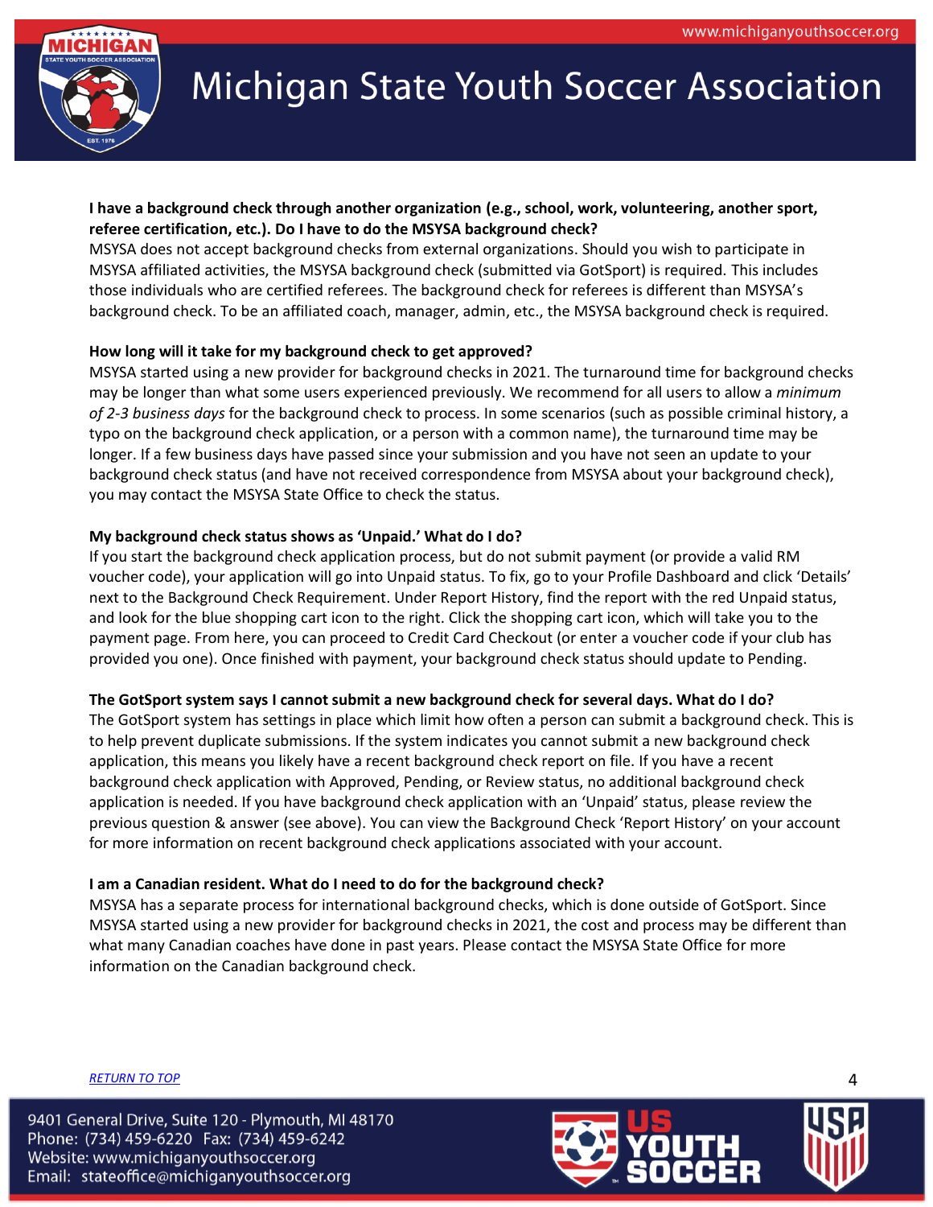**I have a background check through another organization (e.g., school, work, volunteering, another sport, referee certification, etc.). Do I have to do the MSYSA background check?**

MSYSA does not accept background checks from external organizations. Should you wish to participate in MSYSA affiliated activities, the MSYSA background check (submitted via GotSport) is required. This includes those individuals who are certified referees. The background check for referees is different than MSYSA's background check. To be an affiliated coach, manager, admin, etc., the MSYSA background check is required.

**How long will it take for my background check to get approved?**

MSYSA started using a new provider for background checks in 2021. The turnaround time for background checks may be longer than what some users experienced previously. We recommend for all users to allow a *minimum of 2-3 business days* for the background check to process. In some scenarios (such as possible criminal history, a typo on the background check application, or a person with a common name), the turnaround time may be longer. If a few business days have passed since your submission and you have not seen an update to your background check status (and have not received correspondence from MSYSA about your background check), you may contact the MSYSA State Office to check the status.

**My background check status shows as 'Unpaid.' What do I do?**

If you start the background check application process, but do not submit payment (or provide a valid RM voucher code), your application will go into Unpaid status. To fix, go to your Profile Dashboard and click 'Details' next to the Background Check Requirement. Under Report History, find the report with the red Unpaid status, and look for the blue shopping cart icon to the right. Click the shopping cart icon, which will take you to the payment page. From here, you can proceed to Credit Card Checkout (or enter a voucher code if your club has provided you one). Once finished with payment, your background check status should update to Pending.

**The GotSport system says I cannot submit a new background check for several days. What do I do?**

The GotSport system has settings in place which limit how often a person can submit a background check. This is to help prevent duplicate submissions. If the system indicates you cannot submit a new background check application, this means you likely have a recent background check report on file. If you have a recent background check application with Approved, Pending, or Review status, no additional background check application is needed. If you have background check application with an 'Unpaid' status, please review the previous question & answer (see above). You can view the Background Check 'Report History' on your account for more information on recent background check applications associated with your account.

**I am a Canadian resident. What do I need to do for the background check?**

MSYSA has a separate process for international background checks, which is done outside of GotSport. Since MSYSA started using a new provider for background checks in 2021, the cost and process may be different than what many Canadian coaches have done in past years. Please contact the MSYSA State Office for more information on the Canadian background check.

*RETURN TO TOP*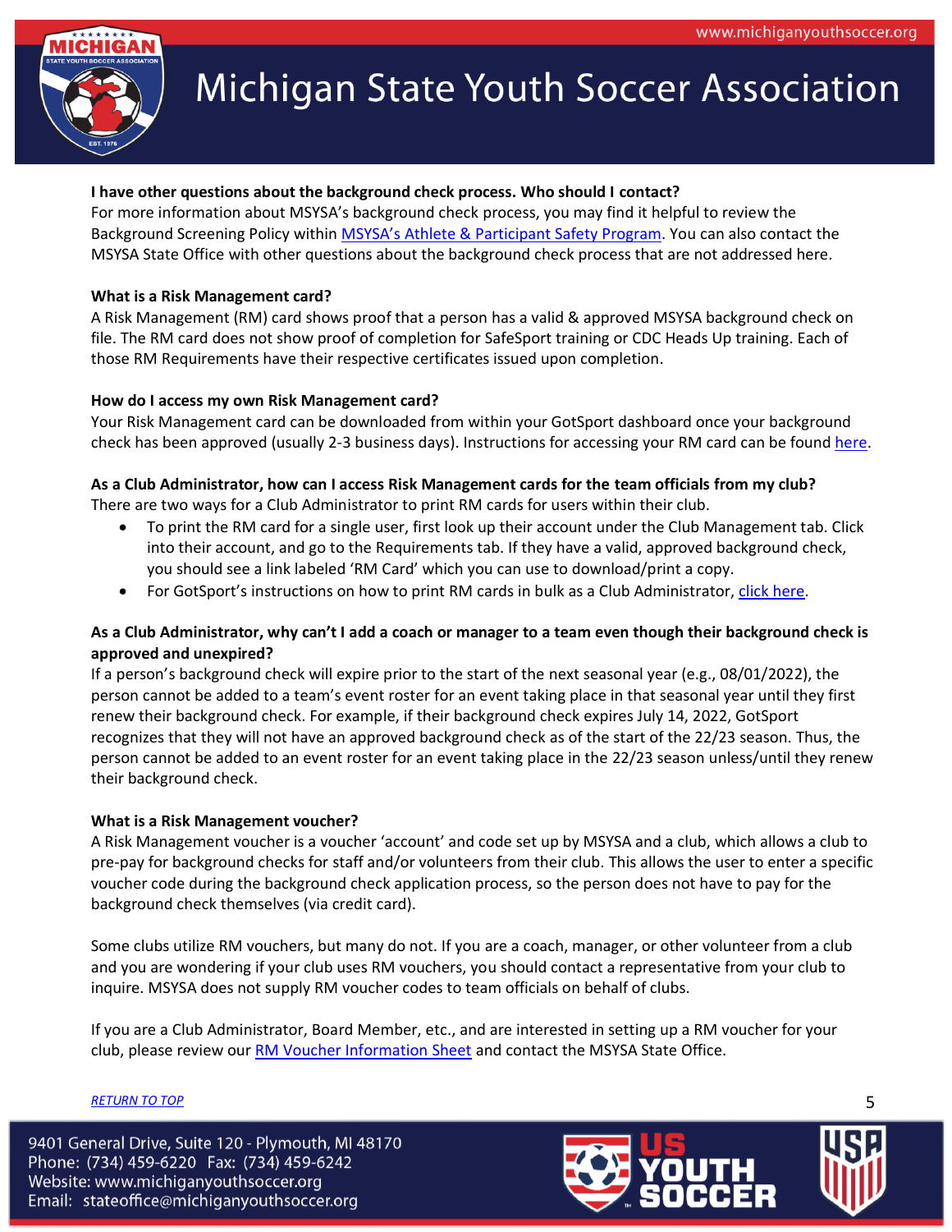**I have other questions about the background check process. Who should I contact?**

For more information about MSYSA's background check process, you may find it helpful to review the Background Screening Policy within [MSYSA's Athlete & Participant Safety Program](). You can also contact the MSYSA State Office with other questions about the background check process that are not addressed here.

**What is a Risk Management card?**

A Risk Management (RM) card shows proof that a person has a valid & approved MSYSA background check on file. The RM card does not show proof of completion for SafeSport training or CDC Heads Up training. Each of those RM Requirements have their respective certificates issued upon completion.

**How do I access my own Risk Management card?**

Your Risk Management card can be downloaded from within your GotSport dashboard once your background check has been approved (usually 2-3 business days). Instructions for accessing your RM card can be found [here]().

**As a Club Administrator, how can I access Risk Management cards for the team officials from my club?**

There are two ways for a Club Administrator to print RM cards for users within their club.

- To print the RM card for a single user, first look up their account under the Club Management tab. Click into their account, and go to the Requirements tab. If they have a valid, approved background check, you should see a link labeled 'RM Card' which you can use to download/print a copy.
- For GotSport's instructions on how to print RM cards in bulk as a Club Administrator, [click here]().

**As a Club Administrator, why can't I add a coach or manager to a team even though their background check is approved and unexpired?**

If a person's background check will expire prior to the start of the next seasonal year (e.g., 08/01/2022), the person cannot be added to a team's event roster for an event taking place in that seasonal year until they first renew their background check. For example, if their background check expires July 14, 2022, GotSport recognizes that they will not have an approved background check as of the start of the 22/23 season. Thus, the person cannot be added to an event roster for an event taking place in the 22/23 season unless/until they renew their background check.

**What is a Risk Management voucher?**

A Risk Management voucher is a voucher 'account' and code set up by MSYSA and a club, which allows a club to pre-pay for background checks for staff and/or volunteers from their club. This allows the user to enter a specific voucher code during the background check application process, so the person does not have to pay for the background check themselves (via credit card).

Some clubs utilize RM vouchers, but many do not. If you are a coach, manager, or other volunteer from a club and you are wondering if your club uses RM vouchers, you should contact a representative from your club to inquire. MSYSA does not supply RM voucher codes to team officials on behalf of clubs.

If you are a Club Administrator, Board Member, etc., and are interested in setting up a RM voucher for your club, please review our [RM Voucher Information Sheet]() and contact the MSYSA State Office.

*[RETURN TO TOP]()*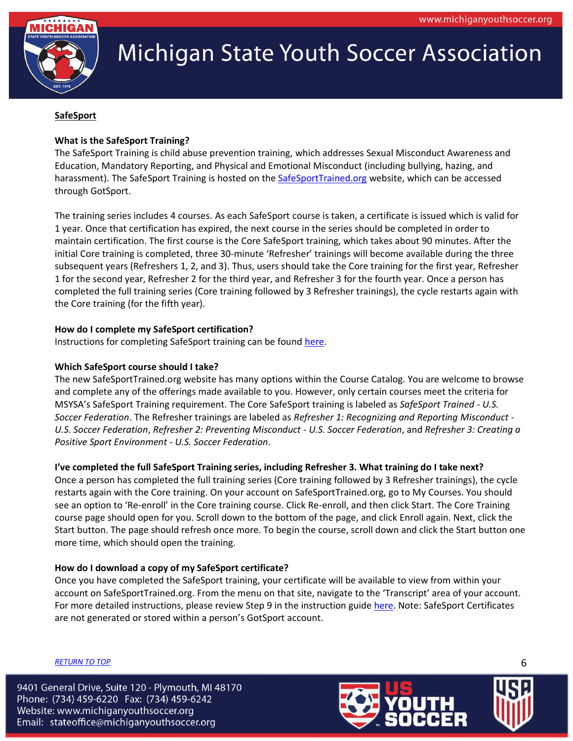## SafeSport

**What is the SafeSport Training?**

The SafeSport Training is child abuse prevention training, which addresses Sexual Misconduct Awareness and Education, Mandatory Reporting, and Physical and Emotional Misconduct (including bullying, hazing, and harassment). The SafeSport Training is hosted on the [SafeSportTrained.org](SafeSportTrained.org) website, which can be accessed through GotSport.

The training series includes 4 courses. As each SafeSport course is taken, a certificate is issued which is valid for 1 year. Once that certification has expired, the next course in the series should be completed in order to maintain certification. The first course is the Core SafeSport training, which takes about 90 minutes. After the initial Core training is completed, three 30-minute 'Refresher' trainings will become available during the three subsequent years (Refreshers 1, 2, and 3). Thus, users should take the Core training for the first year, Refresher 1 for the second year, Refresher 2 for the third year, and Refresher 3 for the fourth year. Once a person has completed the full training series (Core training followed by 3 Refresher trainings), the cycle restarts again with the Core training (for the fifth year).

**How do I complete my SafeSport certification?**

Instructions for completing SafeSport training can be found here.

**Which SafeSport course should I take?**

The new SafeSportTrained.org website has many options within the Course Catalog. You are welcome to browse and complete any of the offerings made available to you. However, only certain courses meet the criteria for MSYSA's SafeSport Training requirement. The Core SafeSport training is labeled as *SafeSport Trained - U.S. Soccer Federation*. The Refresher trainings are labeled as *Refresher 1: Recognizing and Reporting Misconduct - U.S. Soccer Federation*, *Refresher 2: Preventing Misconduct - U.S. Soccer Federation*, and *Refresher 3: Creating a Positive Sport Environment - U.S. Soccer Federation*.

**I've completed the full SafeSport Training series, including Refresher 3. What training do I take next?**

Once a person has completed the full training series (Core training followed by 3 Refresher trainings), the cycle restarts again with the Core training. On your account on SafeSportTrained.org, go to My Courses. You should see an option to 'Re-enroll' in the Core training course. Click Re-enroll, and then click Start. The Core Training course page should open for you. Scroll down to the bottom of the page, and click Enroll again. Next, click the Start button. The page should refresh once more. To begin the course, scroll down and click the Start button one more time, which should open the training.

**How do I download a copy of my SafeSport certificate?**

Once you have completed the SafeSport training, your certificate will be available to view from within your account on SafeSportTrained.org. From the menu on that site, navigate to the 'Transcript' area of your account. For more detailed instructions, please review Step 9 in the instruction guide here. Note: SafeSport Certificates are not generated or stored within a person's GotSport account.

*RETURN TO TOP*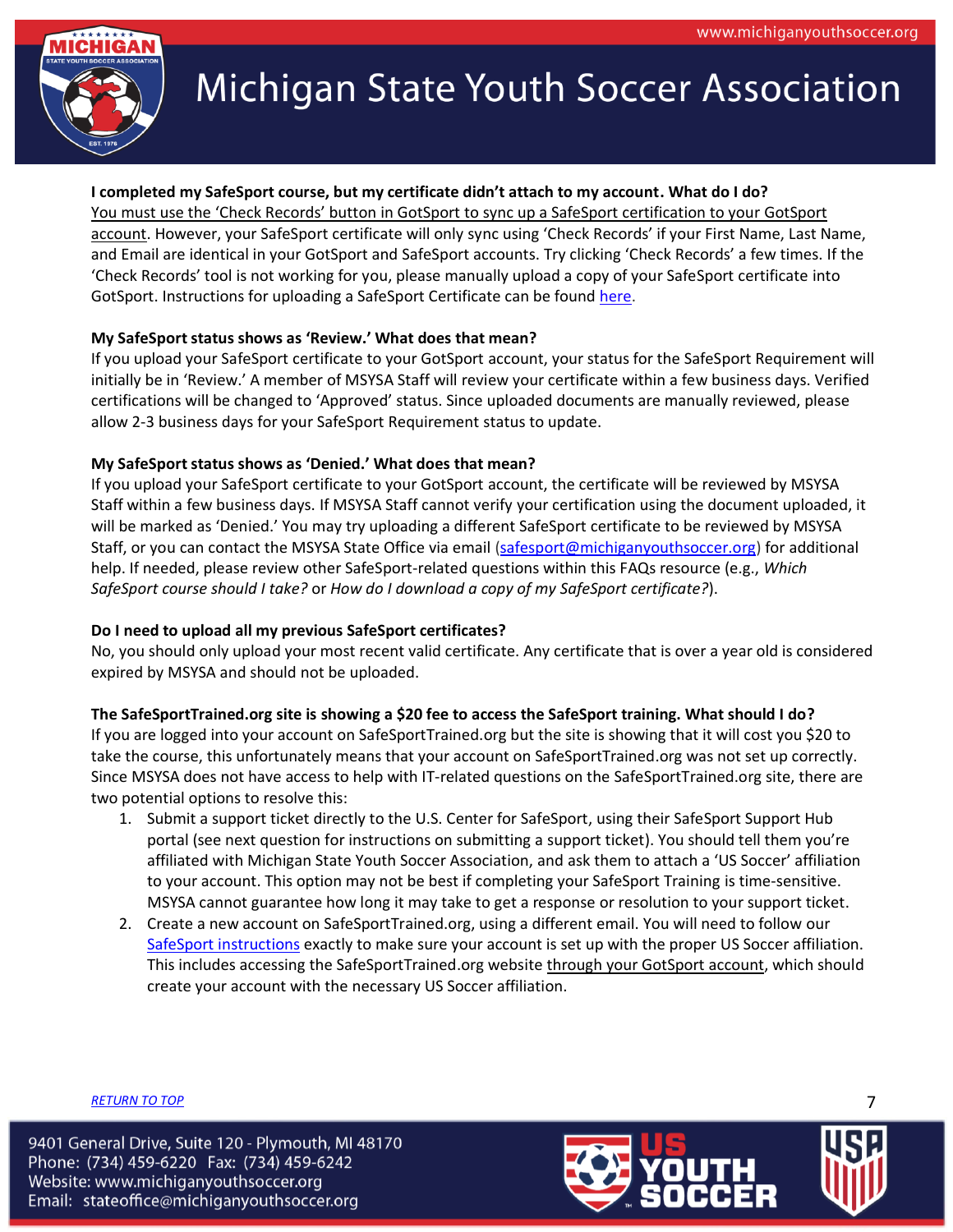**I completed my SafeSport course, but my certificate didn't attach to my account. What do I do?**

You must use the 'Check Records' button in GotSport to sync up a SafeSport certification to your GotSport account. However, your SafeSport certificate will only sync using 'Check Records' if your First Name, Last Name, and Email are identical in your GotSport and SafeSport accounts. Try clicking 'Check Records' a few times. If the 'Check Records' tool is not working for you, please manually upload a copy of your SafeSport certificate into GotSport. Instructions for uploading a SafeSport Certificate can be found here.

**My SafeSport status shows as 'Review.' What does that mean?**

If you upload your SafeSport certificate to your GotSport account, your status for the SafeSport Requirement will initially be in 'Review.' A member of MSYSA Staff will review your certificate within a few business days. Verified certifications will be changed to 'Approved' status. Since uploaded documents are manually reviewed, please allow 2-3 business days for your SafeSport Requirement status to update.

**My SafeSport status shows as 'Denied.' What does that mean?**

If you upload your SafeSport certificate to your GotSport account, the certificate will be reviewed by MSYSA Staff within a few business days. If MSYSA Staff cannot verify your certification using the document uploaded, it will be marked as 'Denied.' You may try uploading a different SafeSport certificate to be reviewed by MSYSA Staff, or you can contact the MSYSA State Office via email (safesport@michiganyouthsoccer.org) for additional help. If needed, please review other SafeSport-related questions within this FAQs resource (e.g., *Which SafeSport course should I take?* or *How do I download a copy of my SafeSport certificate?*).

**Do I need to upload all my previous SafeSport certificates?**

No, you should only upload your most recent valid certificate. Any certificate that is over a year old is considered expired by MSYSA and should not be uploaded.

**The SafeSportTrained.org site is showing a $20 fee to access the SafeSport training. What should I do?**

If you are logged into your account on SafeSportTrained.org but the site is showing that it will cost you $20 to take the course, this unfortunately means that your account on SafeSportTrained.org was not set up correctly. Since MSYSA does not have access to help with IT-related questions on the SafeSportTrained.org site, there are two potential options to resolve this:

1. Submit a support ticket directly to the U.S. Center for SafeSport, using their SafeSport Support Hub portal (see next question for instructions on submitting a support ticket). You should tell them you're affiliated with Michigan State Youth Soccer Association, and ask them to attach a 'US Soccer' affiliation to your account. This option may not be best if completing your SafeSport Training is time-sensitive. MSYSA cannot guarantee how long it may take to get a response or resolution to your support ticket.
2. Create a new account on SafeSportTrained.org, using a different email. You will need to follow our SafeSport instructions exactly to make sure your account is set up with the proper US Soccer affiliation. This includes accessing the SafeSportTrained.org website through your GotSport account, which should create your account with the necessary US Soccer affiliation.

RETURN TO TOP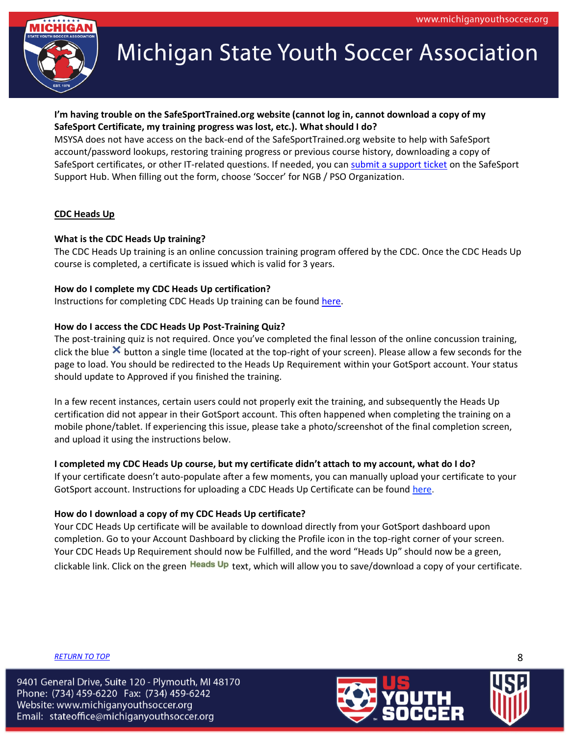**I'm having trouble on the SafeSportTrained.org website (cannot log in, cannot download a copy of my SafeSport Certificate, my training progress was lost, etc.). What should I do?**

MSYSA does not have access on the back-end of the SafeSportTrained.org website to help with SafeSport account/password lookups, restoring training progress or previous course history, downloading a copy of SafeSport certificates, or other IT-related questions. If needed, you can submit a support ticket on the SafeSport Support Hub. When filling out the form, choose 'Soccer' for NGB / PSO Organization.

## CDC Heads Up

**What is the CDC Heads Up training?**

The CDC Heads Up training is an online concussion training program offered by the CDC. Once the CDC Heads Up course is completed, a certificate is issued which is valid for 3 years.

**How do I complete my CDC Heads Up certification?**

Instructions for completing CDC Heads Up training can be found here.

**How do I access the CDC Heads Up Post-Training Quiz?**

The post-training quiz is not required. Once you've completed the final lesson of the online concussion training, click the blue ✕ button a single time (located at the top-right of your screen). Please allow a few seconds for the page to load. You should be redirected to the Heads Up Requirement within your GotSport account. Your status should update to Approved if you finished the training.

In a few recent instances, certain users could not properly exit the training, and subsequently the Heads Up certification did not appear in their GotSport account. This often happened when completing the training on a mobile phone/tablet. If experiencing this issue, please take a photo/screenshot of the final completion screen, and upload it using the instructions below.

**I completed my CDC Heads Up course, but my certificate didn't attach to my account, what do I do?**

If your certificate doesn't auto-populate after a few moments, you can manually upload your certificate to your GotSport account. Instructions for uploading a CDC Heads Up Certificate can be found here.

**How do I download a copy of my CDC Heads Up certificate?**

Your CDC Heads Up certificate will be available to download directly from your GotSport dashboard upon completion. Go to your Account Dashboard by clicking the Profile icon in the top-right corner of your screen. Your CDC Heads Up Requirement should now be Fulfilled, and the word "Heads Up" should now be a green, clickable link. Click on the green **Heads Up** text, which will allow you to save/download a copy of your certificate.

*RETURN TO TOP*